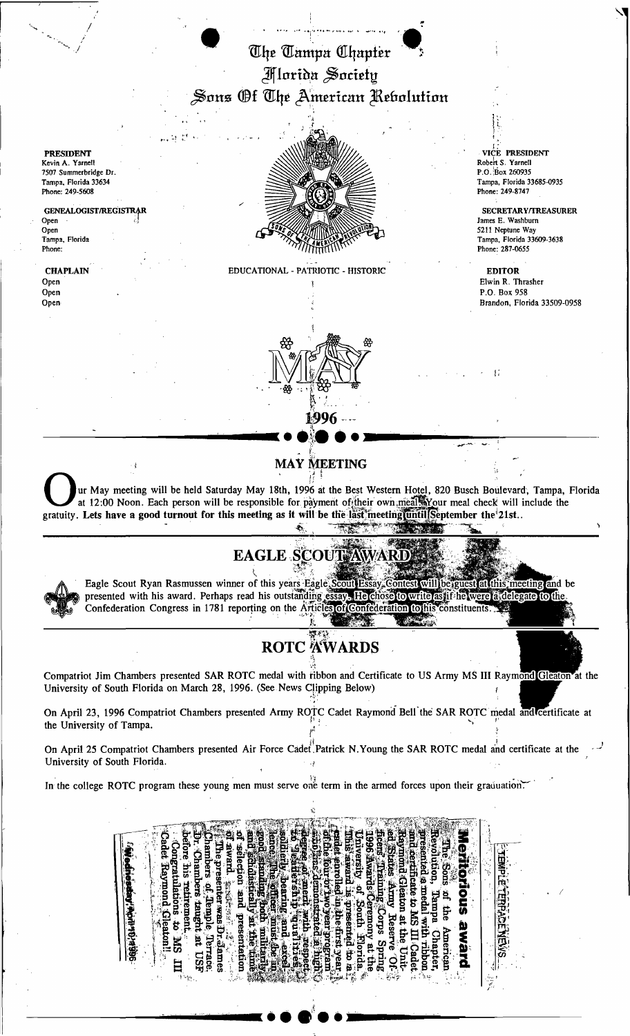# The Tampa Chapter
# Florida Society
# Sons Of The American Revolution

**PRESIDENT**
Kevin A. Yarnell
7507 Summerbridge Dr.
Tampa, Florida 33634
Phone: 249-5608

**GENEALOGIST/REGISTRAR**
Open
Open
Tampa, Florida
Phone:

**CHAPLAIN**
Open
Open
Open

**VICE PRESIDENT**
Robert S. Yarnell
P.O. Box 260935
Tampa, Florida 33685-0935
Phone: 249-8747

**SECRETARY/TREASURER**
James E. Washburn
5211 Neptune Way
Tampa, Florida 33609-3638
Phone: 287-0655

**EDITOR**
Elwin R. Thrasher
P.O. Box 958
Brandon, Florida 33509-0958

EDUCATIONAL - PATRIOTIC - HISTORIC

MAY 1996

## MAY MEETING

Our May meeting will be held Saturday May 18th, 1996 at the Best Western Hotel, 820 Busch Boulevard, Tampa, Florida at 12:00 Noon. Each person will be responsible for payment of their own meal. Your meal check will include the gratuity. **Lets have a good turnout for this meeting as it will be the last meeting until September the 21st.**.

## EAGLE SCOUT AWARD

Eagle Scout Ryan Rasmussen winner of this years Eagle Scout Essay Contest will be guest at this meeting and be presented with his award. Perhaps read his outstanding essay. He chose to write as if he were a delegate to the Confederation Congress in 1781 reporting on the Articles of Confederation to his constituents.

## ROTC AWARDS

Compatriot Jim Chambers presented SAR ROTC medal with ribbon and Certificate to US Army MS III Raymond Gleaton at the University of South Florida on March 28, 1996. (See News Clipping Below)

On April 23, 1996 Compatriot Chambers presented Army ROTC Cadet Raymond Bell the SAR ROTC medal and certificate at the University of Tampa.

On April 25 Compatriot Chambers presented Air Force Cadet Patrick N.Young the SAR ROTC medal and certificate at the University of South Florida.

In the college ROTC program these young men must serve one term in the armed forces upon their graduation.

TEMPLE TERRACE NEWS

**Meritorious award**

The Sons of the American Revolution, Tampa Chapter, presented a medal with ribbon and certificate to MS III Cadet Raymond Gleaton at the United States Army Reserve Officers Training Corps Spring 1996 Awards Ceremony at the University of South Florida. This award is presented to a cadet enrolled in the first year of the four or two year program who has demonstrated a high degree of merit with respect to leadership qualities, soldierly bearing and excellence. The officer must be in good standing both militarily and scholastically at the time of selection and presentation of award.

The presenter was Dr. James Chambers of Temple Terrace. Dr. Chambers taught at USF before his retirement.

Congratulations to MS III Cadet Raymond Gleaton!!

Wednesday, April 10, 1996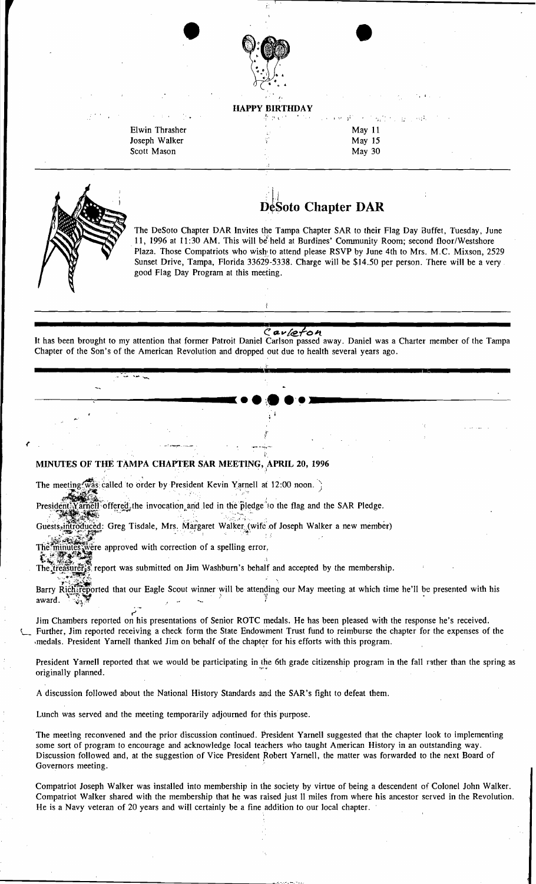## HAPPY BIRTHDAY

| | |
|---|---|
| Elwin Thrasher | May 11 |
| Joseph Walker | May 15 |
| Scott Mason | May 30 |

---

# DeSoto Chapter DAR

The DeSoto Chapter DAR Invites the Tampa Chapter SAR to their Flag Day Buffet, Tuesday, June 11, 1996 at 11:30 AM. This will be held at Burdines' Community Room; second floor/Westshore Plaza. Those Compatriots who wish to attend please RSVP by June 4th to Mrs. M.C. Mixson, 2529 Sunset Drive, Tampa, Florida 33629-5338. Charge will be $14.50 per person. There will be a very good Flag Day Program at this meeting.

---

Carleton

It has been brought to my attention that former Patroit Daniel Carlson passed away. Daniel was a Charter member of the Tampa Chapter of the Son's of the American Revolution and dropped out due to health several years ago.

---

### MINUTES OF THE TAMPA CHAPTER SAR MEETING, APRIL 20, 1996

The meeting was called to order by President Kevin Yarnell at 12:00 noon.

President Yarnell offered the invocation and led in the pledge to the flag and the SAR Pledge.

Guests introduced: Greg Tisdale, Mrs. Margaret Walker (wife of Joseph Walker a new member)

The minutes were approved with correction of a spelling error,

The treasurer's report was submitted on Jim Washburn's behalf and accepted by the membership.

Barry Rich reported that our Eagle Scout winner will be attending our May meeting at which time he'll be presented with his award.

Jim Chambers reported on his presentations of Senior ROTC medals. He has been pleased with the response he's received. Further, Jim reported receiving a check form the State Endowment Trust fund to reimburse the chapter for the expenses of the medals. President Yarnell thanked Jim on behalf of the chapter for his efforts with this program.

President Yarnell reported that we would be participating in the 6th grade citizenship program in the fall rather than the spring as originally planned.

A discussion followed about the National History Standards and the SAR's fight to defeat them.

Lunch was served and the meeting temporarily adjourned for this purpose.

The meeting reconvened and the prior discussion continued. President Yarnell suggested that the chapter look to implementing some sort of program to encourage and acknowledge local teachers who taught American History in an outstanding way. Discussion followed and, at the suggestion of Vice President Robert Yarnell, the matter was forwarded to the next Board of Governors meeting.

Compatriot Joseph Walker was installed into membership in the society by virtue of being a descendent of Colonel John Walker. Compatriot Walker shared with the membership that he was raised just 11 miles from where his ancestor served in the Revolution. He is a Navy veteran of 20 years and will certainly be a fine addition to our local chapter.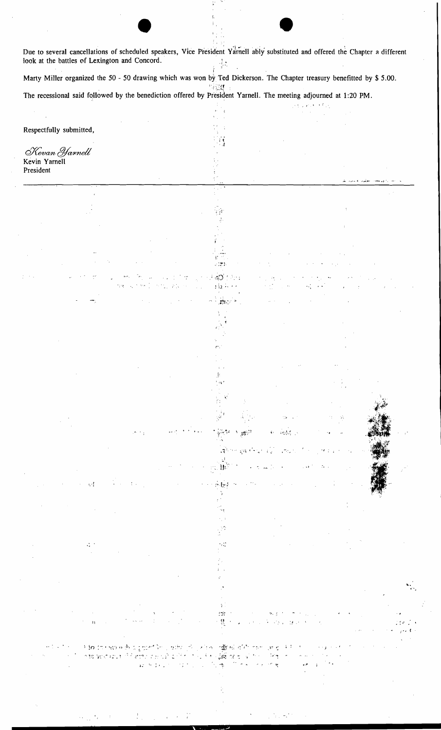Due to several cancellations of scheduled speakers, Vice President Yarnell ably substituted and offered the Chapter a different look at the battles of Lexington and Concord.

Marty Miller organized the 50 - 50 drawing which was won by Ted Dickerson. The Chapter treasury benefitted by $ 5.00.

The recessional said followed by the benediction offered by President Yarnell. The meeting adjourned at 1:20 PM.

Respectfully submitted,

*Kevan Yarnell*
Kevin Yarnell
President